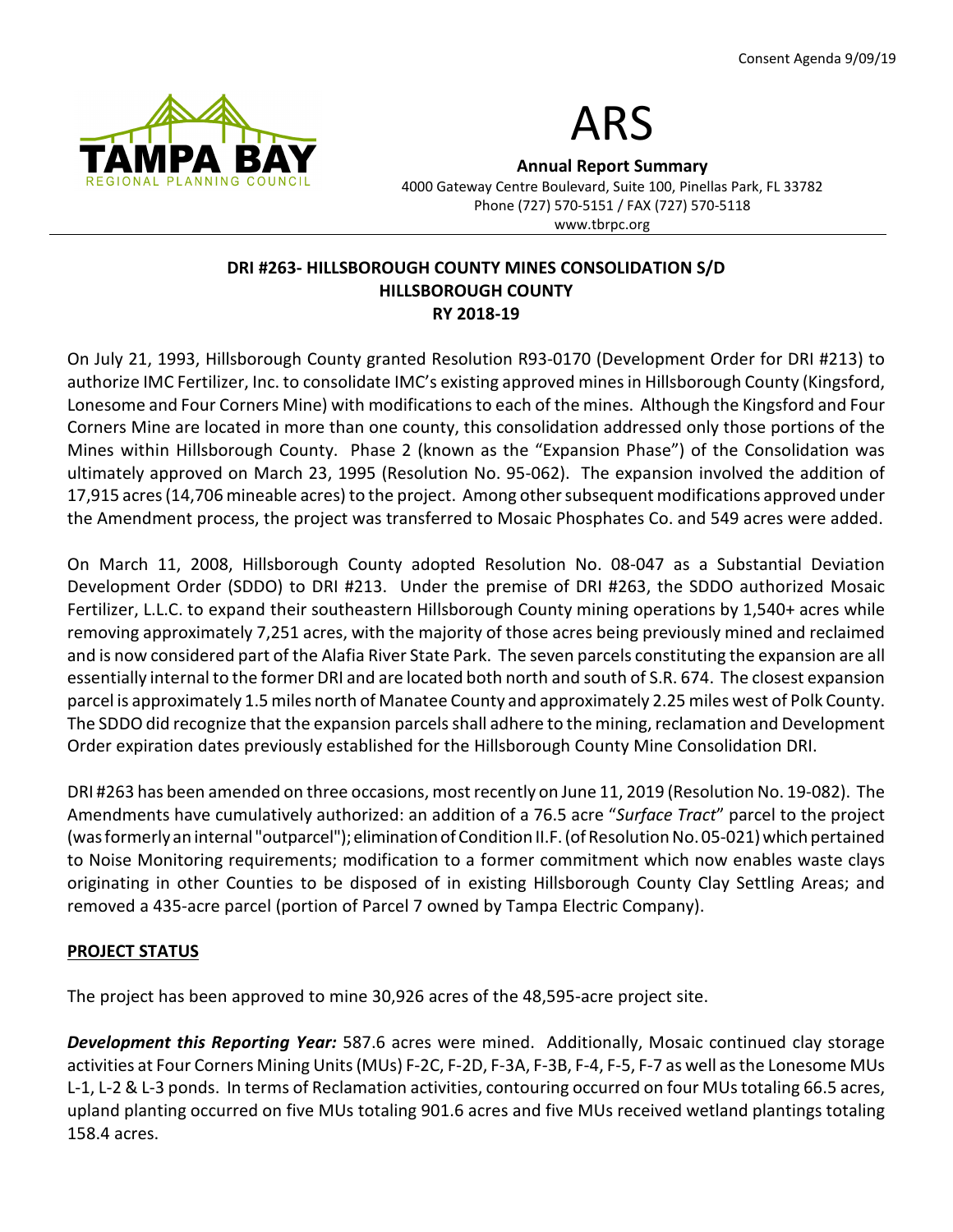Consent Agenda 9/09/19

# ARS

**Annual Report Summary**
4000 Gateway Centre Boulevard, Suite 100, Pinellas Park, FL 33782
Phone (727) 570-5151 / FAX (727) 570-5118
www.tbrpc.org

## DRI #263- HILLSBOROUGH COUNTY MINES CONSOLIDATION S/D
## HILLSBOROUGH COUNTY
## RY 2018-19

On July 21, 1993, Hillsborough County granted Resolution R93-0170 (Development Order for DRI #213) to authorize IMC Fertilizer, Inc. to consolidate IMC's existing approved mines in Hillsborough County (Kingsford, Lonesome and Four Corners Mine) with modifications to each of the mines. Although the Kingsford and Four Corners Mine are located in more than one county, this consolidation addressed only those portions of the Mines within Hillsborough County. Phase 2 (known as the "Expansion Phase") of the Consolidation was ultimately approved on March 23, 1995 (Resolution No. 95-062). The expansion involved the addition of 17,915 acres (14,706 mineable acres) to the project. Among other subsequent modifications approved under the Amendment process, the project was transferred to Mosaic Phosphates Co. and 549 acres were added.

On March 11, 2008, Hillsborough County adopted Resolution No. 08-047 as a Substantial Deviation Development Order (SDDO) to DRI #213. Under the premise of DRI #263, the SDDO authorized Mosaic Fertilizer, L.L.C. to expand their southeastern Hillsborough County mining operations by 1,540+ acres while removing approximately 7,251 acres, with the majority of those acres being previously mined and reclaimed and is now considered part of the Alafia River State Park. The seven parcels constituting the expansion are all essentially internal to the former DRI and are located both north and south of S.R. 674. The closest expansion parcel is approximately 1.5 miles north of Manatee County and approximately 2.25 miles west of Polk County. The SDDO did recognize that the expansion parcels shall adhere to the mining, reclamation and Development Order expiration dates previously established for the Hillsborough County Mine Consolidation DRI.

DRI #263 has been amended on three occasions, most recently on June 11, 2019 (Resolution No. 19-082). The Amendments have cumulatively authorized: an addition of a 76.5 acre "*Surface Tract*" parcel to the project (was formerly an internal "outparcel"); elimination of Condition II.F. (of Resolution No. 05-021) which pertained to Noise Monitoring requirements; modification to a former commitment which now enables waste clays originating in other Counties to be disposed of in existing Hillsborough County Clay Settling Areas; and removed a 435-acre parcel (portion of Parcel 7 owned by Tampa Electric Company).

### PROJECT STATUS

The project has been approved to mine 30,926 acres of the 48,595-acre project site.

***Development this Reporting Year:*** 587.6 acres were mined. Additionally, Mosaic continued clay storage activities at Four Corners Mining Units (MUs) F-2C, F-2D, F-3A, F-3B, F-4, F-5, F-7 as well as the Lonesome MUs L-1, L-2 & L-3 ponds. In terms of Reclamation activities, contouring occurred on four MUs totaling 66.5 acres, upland planting occurred on five MUs totaling 901.6 acres and five MUs received wetland plantings totaling 158.4 acres.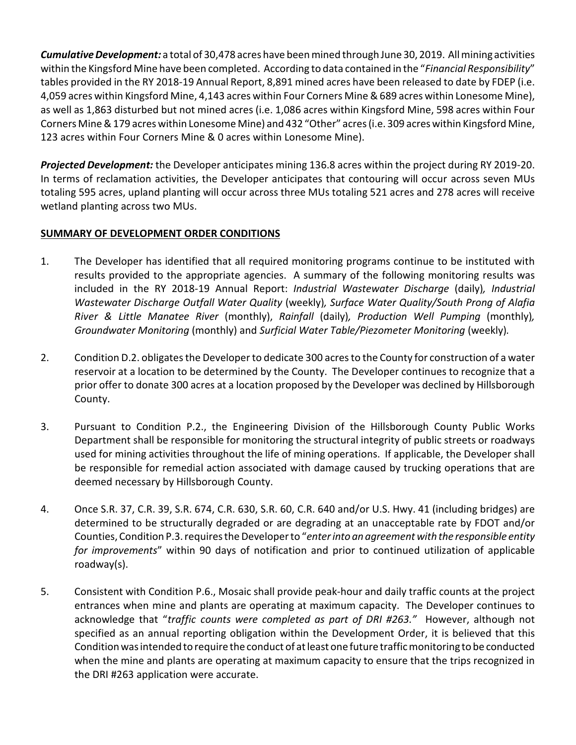***Cumulative Development:*** a total of 30,478 acres have been mined through June 30, 2019. All mining activities within the Kingsford Mine have been completed. According to data contained in the "*Financial Responsibility*" tables provided in the RY 2018-19 Annual Report, 8,891 mined acres have been released to date by FDEP (i.e. 4,059 acres within Kingsford Mine, 4,143 acres within Four Corners Mine & 689 acres within Lonesome Mine), as well as 1,863 disturbed but not mined acres (i.e. 1,086 acres within Kingsford Mine, 598 acres within Four Corners Mine & 179 acres within Lonesome Mine) and 432 "Other" acres (i.e. 309 acres within Kingsford Mine, 123 acres within Four Corners Mine & 0 acres within Lonesome Mine).

***Projected Development:*** the Developer anticipates mining 136.8 acres within the project during RY 2019-20. In terms of reclamation activities, the Developer anticipates that contouring will occur across seven MUs totaling 595 acres, upland planting will occur across three MUs totaling 521 acres and 278 acres will receive wetland planting across two MUs.

**<u>SUMMARY OF DEVELOPMENT ORDER CONDITIONS</u>**

1. The Developer has identified that all required monitoring programs continue to be instituted with results provided to the appropriate agencies. A summary of the following monitoring results was included in the RY 2018-19 Annual Report: *Industrial Wastewater Discharge* (daily)*, Industrial Wastewater Discharge Outfall Water Quality* (weekly)*, Surface Water Quality/South Prong of Alafia River & Little Manatee River* (monthly), *Rainfall* (daily)*, Production Well Pumping* (monthly)*, Groundwater Monitoring* (monthly) and *Surficial Water Table/Piezometer Monitoring* (weekly)*.*

2. Condition D.2. obligates the Developer to dedicate 300 acres to the County for construction of a water reservoir at a location to be determined by the County. The Developer continues to recognize that a prior offer to donate 300 acres at a location proposed by the Developer was declined by Hillsborough County.

3. Pursuant to Condition P.2., the Engineering Division of the Hillsborough County Public Works Department shall be responsible for monitoring the structural integrity of public streets or roadways used for mining activities throughout the life of mining operations. If applicable, the Developer shall be responsible for remedial action associated with damage caused by trucking operations that are deemed necessary by Hillsborough County.

4. Once S.R. 37, C.R. 39, S.R. 674, C.R. 630, S.R. 60, C.R. 640 and/or U.S. Hwy. 41 (including bridges) are determined to be structurally degraded or are degrading at an unacceptable rate by FDOT and/or Counties, Condition P.3. requires the Developer to "*enter into an agreement with the responsible entity for improvements*" within 90 days of notification and prior to continued utilization of applicable roadway(s).

5. Consistent with Condition P.6., Mosaic shall provide peak-hour and daily traffic counts at the project entrances when mine and plants are operating at maximum capacity. The Developer continues to acknowledge that "*traffic counts were completed as part of DRI #263."* However, although not specified as an annual reporting obligation within the Development Order, it is believed that this Condition was intended to require the conduct of at least one future traffic monitoring to be conducted when the mine and plants are operating at maximum capacity to ensure that the trips recognized in the DRI #263 application were accurate.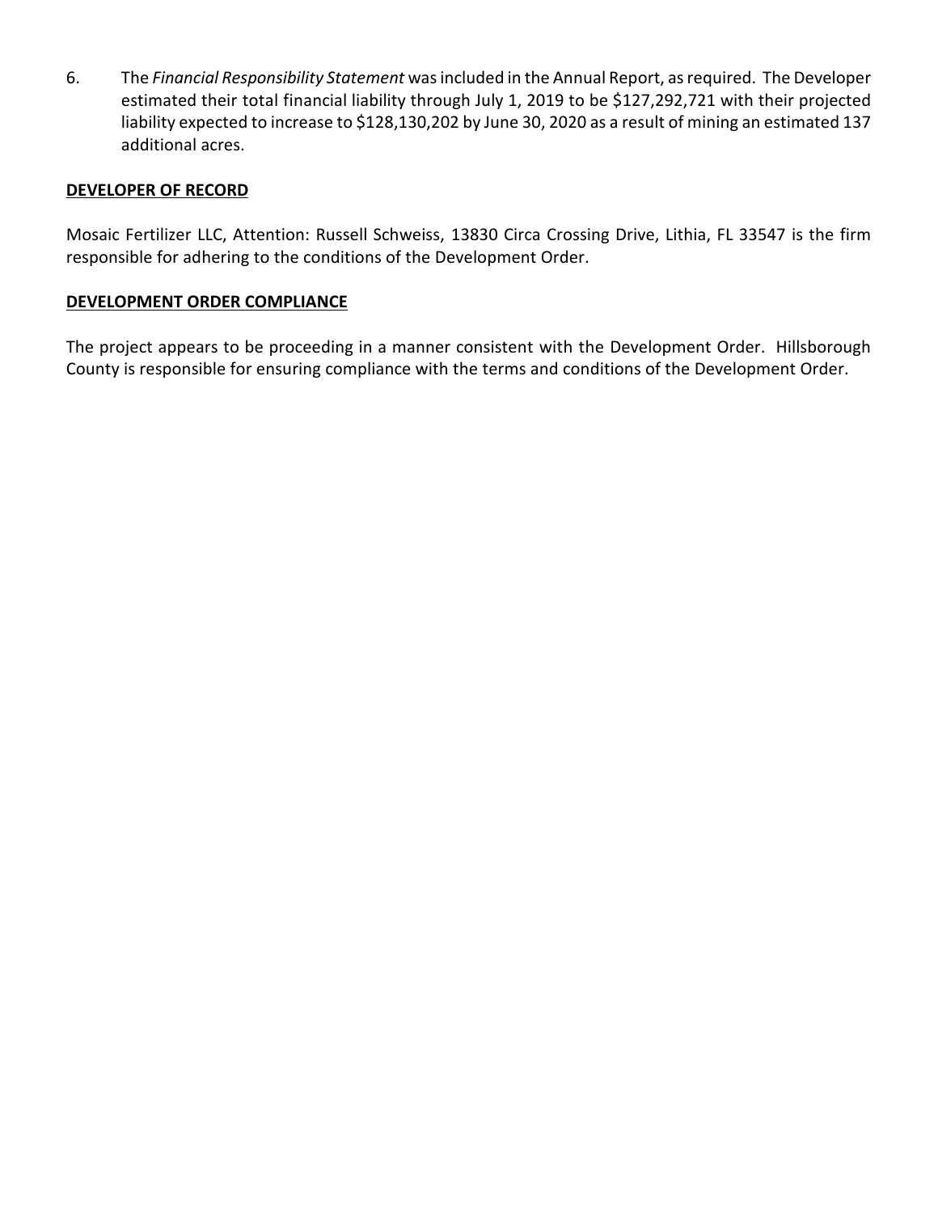6. The *Financial Responsibility Statement* was included in the Annual Report, as required. The Developer estimated their total financial liability through July 1, 2019 to be $127,292,721 with their projected liability expected to increase to $128,130,202 by June 30, 2020 as a result of mining an estimated 137 additional acres.

**DEVELOPER OF RECORD**

Mosaic Fertilizer LLC, Attention: Russell Schweiss, 13830 Circa Crossing Drive, Lithia, FL 33547 is the firm responsible for adhering to the conditions of the Development Order.

**DEVELOPMENT ORDER COMPLIANCE**

The project appears to be proceeding in a manner consistent with the Development Order. Hillsborough County is responsible for ensuring compliance with the terms and conditions of the Development Order.